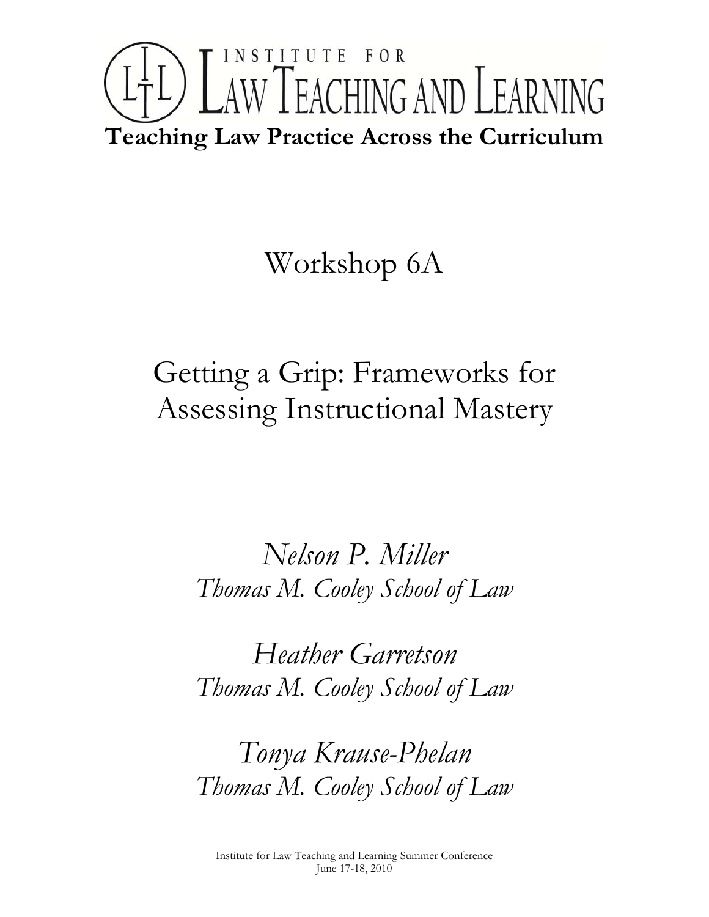# INSTITUTE FOR LAW TEACHING AND LEARNING

**Teaching Law Practice Across the Curriculum**

## Workshop 6A

## Getting a Grip: Frameworks for Assessing Instructional Mastery

*Nelson P. Miller*
*Thomas M. Cooley School of Law*

*Heather Garretson*
*Thomas M. Cooley School of Law*

*Tonya Krause-Phelan*
*Thomas M. Cooley School of Law*

Institute for Law Teaching and Learning Summer Conference
June 17-18, 2010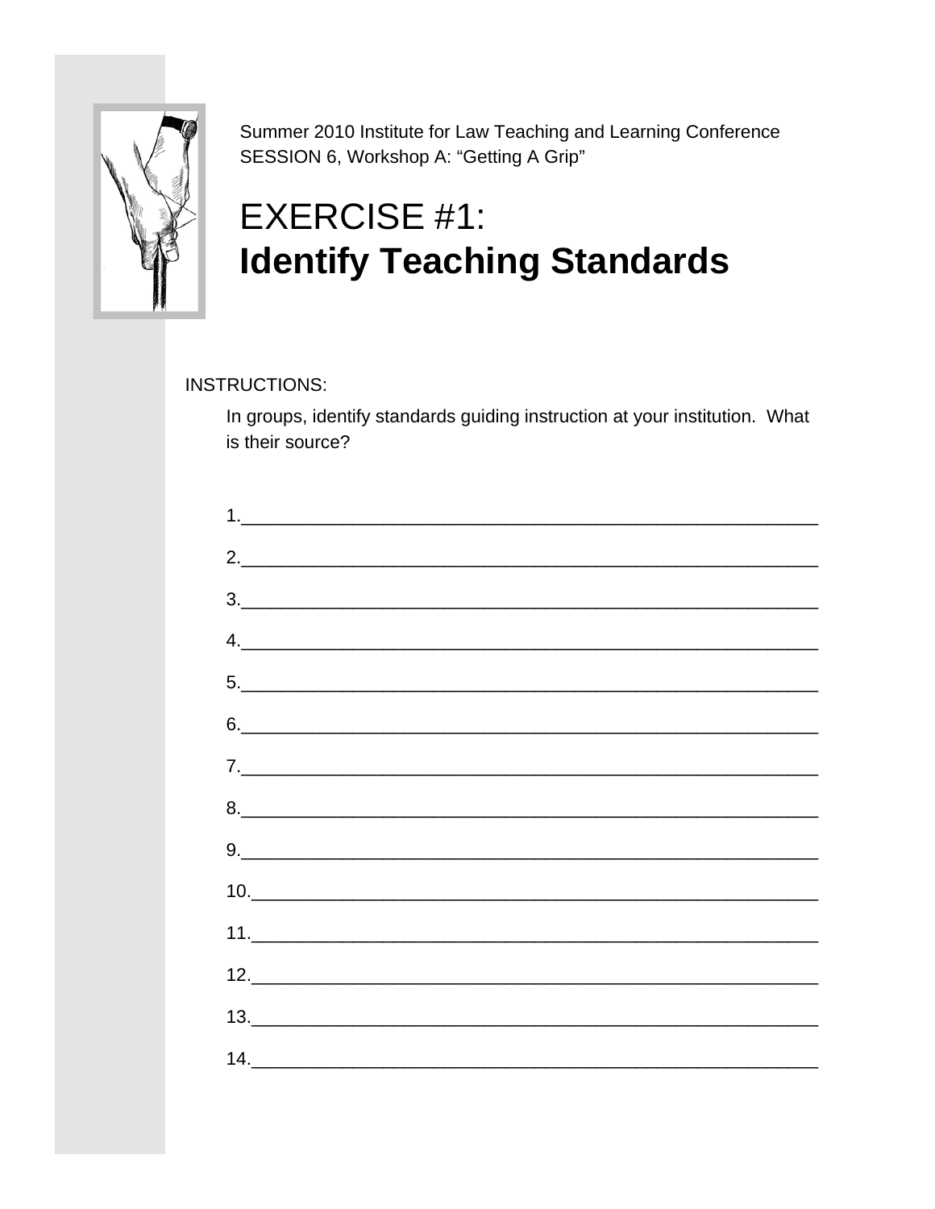Summer 2010 Institute for Law Teaching and Learning Conference
SESSION 6, Workshop A: "Getting A Grip"

# EXERCISE #1: **Identify Teaching Standards**

INSTRUCTIONS:

In groups, identify standards guiding instruction at your institution. What is their source?

1.________________________________________________________

2.________________________________________________________

3.________________________________________________________

4.________________________________________________________

5.________________________________________________________

6.________________________________________________________

7.________________________________________________________

8.________________________________________________________

9.________________________________________________________

10.________________________________________________________

11.________________________________________________________

12.________________________________________________________

13.________________________________________________________

14.________________________________________________________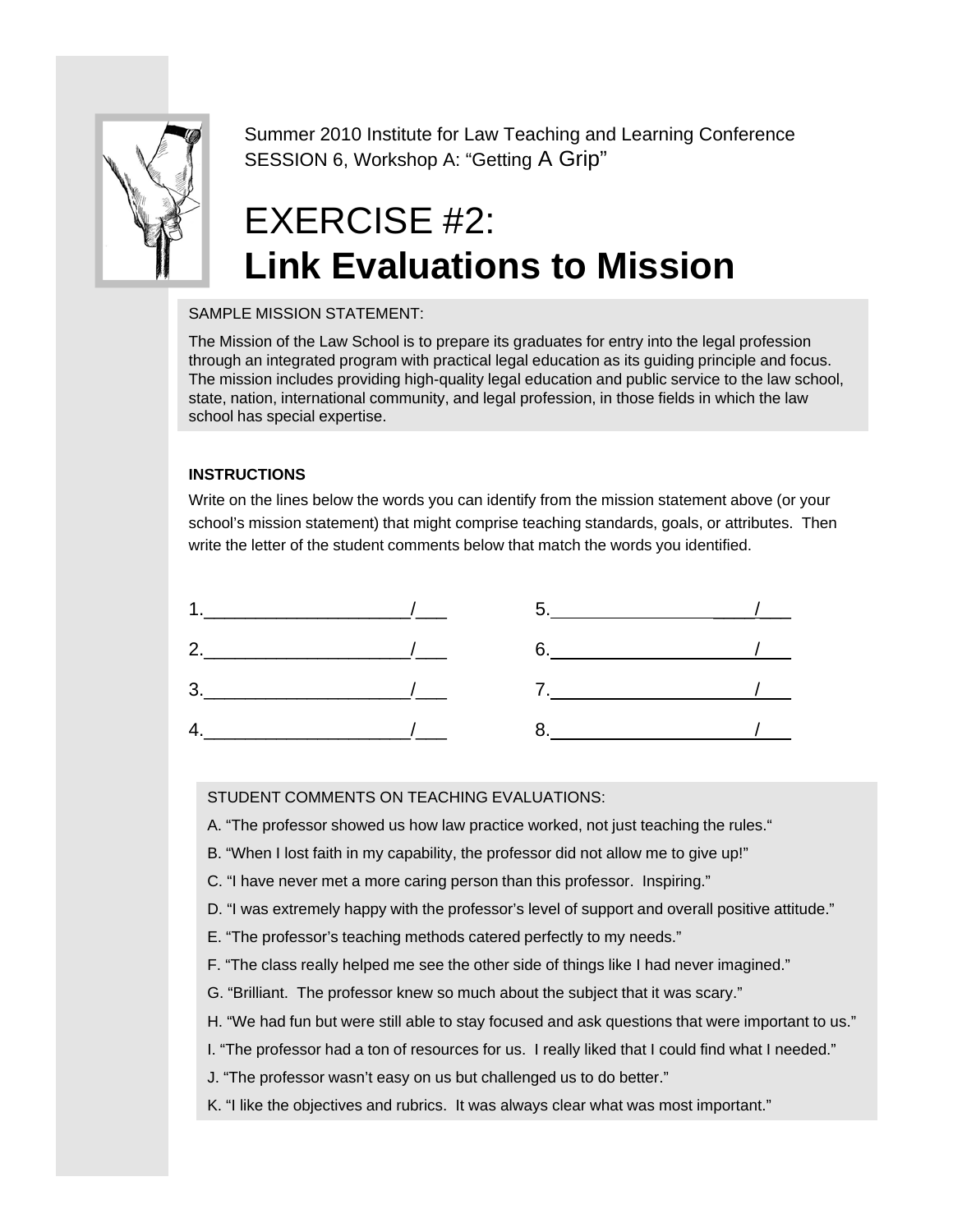Summer 2010 Institute for Law Teaching and Learning Conference
SESSION 6, Workshop A: "Getting A Grip"

# EXERCISE #2:
# **Link Evaluations to Mission**

SAMPLE MISSION STATEMENT:

The Mission of the Law School is to prepare its graduates for entry into the legal profession through an integrated program with practical legal education as its guiding principle and focus. The mission includes providing high-quality legal education and public service to the law school, state, nation, international community, and legal profession, in those fields in which the law school has special expertise.

**INSTRUCTIONS**

Write on the lines below the words you can identify from the mission statement above (or your school's mission statement) that might comprise teaching standards, goals, or attributes. Then write the letter of the student comments below that match the words you identified.

1.____________________/___

2.____________________/___

3.____________________/___

4.____________________/___

5.____________________/___

6.____________________/___

7.____________________/___

8.____________________/___

STUDENT COMMENTS ON TEACHING EVALUATIONS:

A. "The professor showed us how law practice worked, not just teaching the rules."

B. "When I lost faith in my capability, the professor did not allow me to give up!"

C. "I have never met a more caring person than this professor. Inspiring."

D. "I was extremely happy with the professor's level of support and overall positive attitude."

E. "The professor's teaching methods catered perfectly to my needs."

F. "The class really helped me see the other side of things like I had never imagined."

G. "Brilliant. The professor knew so much about the subject that it was scary."

H. "We had fun but were still able to stay focused and ask questions that were important to us."

I. "The professor had a ton of resources for us. I really liked that I could find what I needed."

J. "The professor wasn't easy on us but challenged us to do better."

K. "I like the objectives and rubrics. It was always clear what was most important."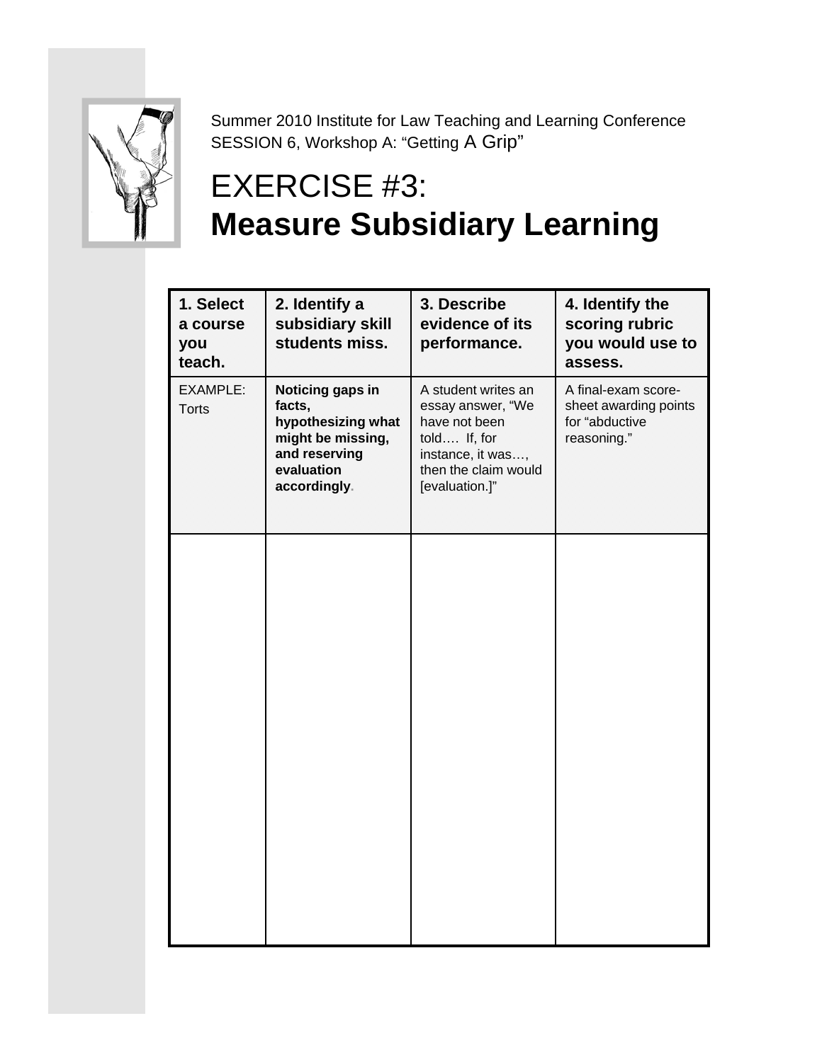Summer 2010 Institute for Law Teaching and Learning Conference
SESSION 6, Workshop A: "Getting A Grip"

# EXERCISE #3:
# **Measure Subsidiary Learning**

| 1. Select a course you teach. | 2. Identify a subsidiary skill students miss. | 3. Describe evidence of its performance. | 4. Identify the scoring rubric you would use to assess. |
|---|---|---|---|
| EXAMPLE: Torts | **Noticing gaps in facts, hypothesizing what might be missing, and reserving evaluation accordingly.** | A student writes an essay answer, "We have not been told…. If, for instance, it was…, then the claim would [evaluation.]" | A final-exam score-sheet awarding points for "abductive reasoning." |
| | | | |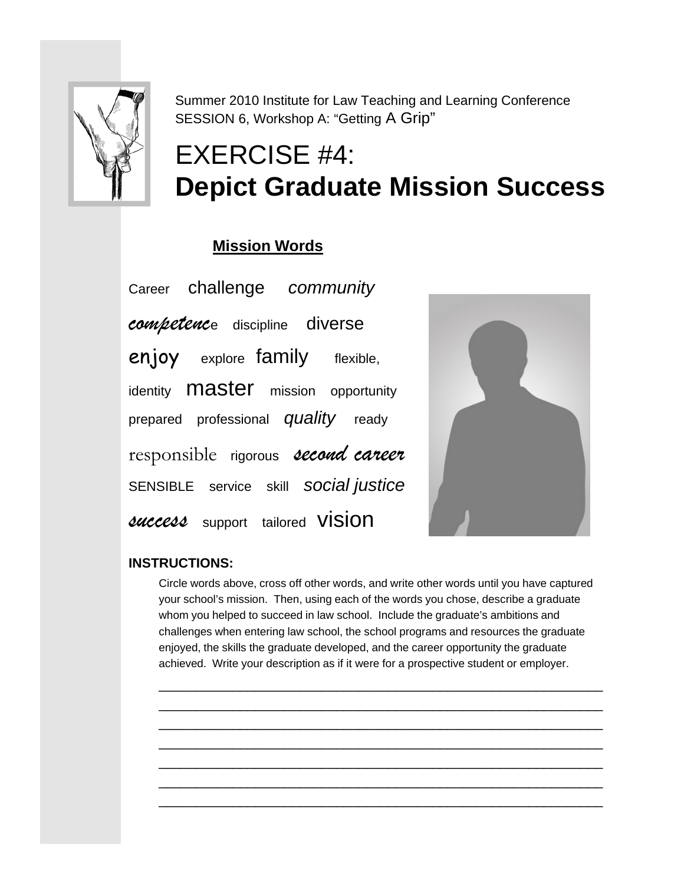Summer 2010 Institute for Law Teaching and Learning Conference
SESSION 6, Workshop A: "Getting A Grip"

# EXERCISE #4:
# **Depict Graduate Mission Success**

### **Mission Words**

Career challenge *community*

*competence* discipline diverse

enjoy explore family flexible,

identity master mission opportunity

prepared professional *quality* ready

responsible rigorous *second career*

SENSIBLE service skill *social justice*

*success* support tailored vision

**INSTRUCTIONS:**

Circle words above, cross off other words, and write other words until you have captured your school's mission. Then, using each of the words you chose, describe a graduate whom you helped to succeed in law school. Include the graduate's ambitions and challenges when entering law school, the school programs and resources the graduate enjoyed, the skills the graduate developed, and the career opportunity the graduate achieved. Write your description as if it were for a prospective student or employer.

______________________________________________________________________
______________________________________________________________________
______________________________________________________________________
______________________________________________________________________
______________________________________________________________________
______________________________________________________________________
______________________________________________________________________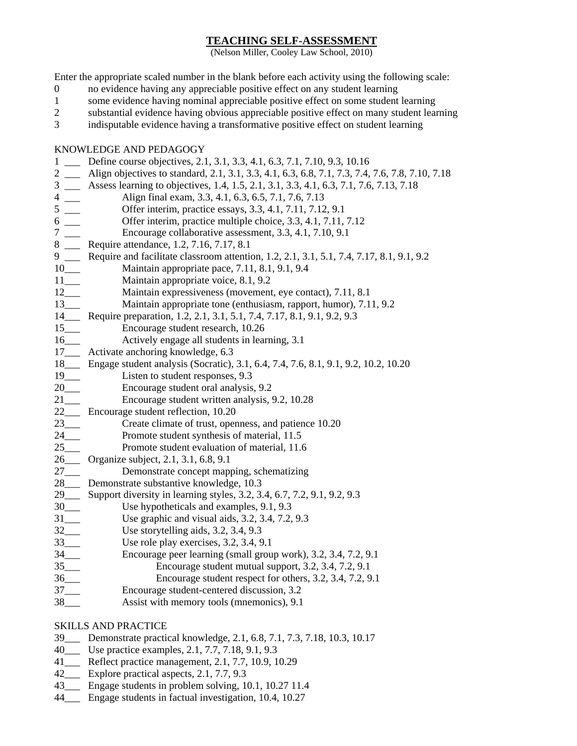# TEACHING SELF-ASSESSMENT

(Nelson Miller, Cooley Law School, 2010)

Enter the appropriate scaled number in the blank before each activity using the following scale:

0 no evidence having any appreciable positive effect on any student learning
1 some evidence having nominal appreciable positive effect on some student learning
2 substantial evidence having obvious appreciable positive effect on many student learning
3 indisputable evidence having a transformative positive effect on student learning

KNOWLEDGE AND PEDAGOGY

1 ___ Define course objectives, 2.1, 3.1, 3.3, 4.1, 6.3, 7.1, 7.10, 9.3, 10.16
2 ___ Align objectives to standard, 2.1, 3.1, 3.3, 4.1, 6.3, 6.8, 7.1, 7.3, 7.4, 7.6, 7.8, 7.10, 7.18
3 ___ Assess learning to objectives, 1.4, 1.5, 2.1, 3.1, 3.3, 4.1, 6.3, 7.1, 7.6, 7.13, 7.18
4 ___ Align final exam, 3.3, 4.1, 6.3, 6.5, 7.1, 7.6, 7.13
5 ___ Offer interim, practice essays, 3.3, 4.1, 7.11, 7.12, 9.1
6 ___ Offer interim, practice multiple choice, 3.3, 4.1, 7.11, 7.12
7 ___ Encourage collaborative assessment, 3.3, 4.1, 7.10, 9.1
8 ___ Require attendance, 1.2, 7.16, 7.17, 8.1
9 ___ Require and facilitate classroom attention, 1.2, 2.1, 3.1, 5.1, 7.4, 7.17, 8.1, 9.1, 9.2
10___ Maintain appropriate pace, 7.11, 8.1, 9.1, 9.4
11___ Maintain appropriate voice, 8.1, 9.2
12___ Maintain expressiveness (movement, eye contact), 7.11, 8.1
13___ Maintain appropriate tone (enthusiasm, rapport, humor), 7.11, 9.2
14___ Require preparation, 1.2, 2.1, 3.1, 5.1, 7.4, 7.17, 8.1, 9.1, 9.2, 9.3
15___ Encourage student research, 10.26
16___ Actively engage all students in learning, 3.1
17___ Activate anchoring knowledge, 6.3
18___ Engage student analysis (Socratic), 3.1, 6.4, 7.4, 7.6, 8.1, 9.1, 9.2, 10.2, 10.20
19___ Listen to student responses, 9.3
20___ Encourage student oral analysis, 9.2
21___ Encourage student written analysis, 9.2, 10.28
22___ Encourage student reflection, 10.20
23___ Create climate of trust, openness, and patience 10.20
24___ Promote student synthesis of material, 11.5
25___ Promote student evaluation of material, 11.6
26___ Organize subject, 2.1, 3.1, 6.8, 9.1
27___ Demonstrate concept mapping, schematizing
28___ Demonstrate substantive knowledge, 10.3
29___ Support diversity in learning styles, 3.2, 3.4, 6.7, 7.2, 9.1, 9.2, 9.3
30___ Use hypotheticals and examples, 9.1, 9.3
31___ Use graphic and visual aids, 3.2, 3.4, 7.2, 9.3
32___ Use storytelling aids, 3.2, 3.4, 9.3
33___ Use role play exercises, 3.2, 3.4, 9.1
34___ Encourage peer learning (small group work), 3.2, 3.4, 7.2, 9.1
35___ Encourage student mutual support, 3.2, 3.4, 7.2, 9.1
36___ Encourage student respect for others, 3.2, 3.4, 7.2, 9.1
37___ Encourage student-centered discussion, 3.2
38___ Assist with memory tools (mnemonics), 9.1

SKILLS AND PRACTICE

39___ Demonstrate practical knowledge, 2.1, 6.8, 7.1, 7.3, 7.18, 10.3, 10.17
40___ Use practice examples, 2.1, 7.7, 7.18, 9.1, 9.3
41___ Reflect practice management, 2.1, 7.7, 10.9, 10.29
42___ Explore practical aspects, 2.1, 7.7, 9.3
43___ Engage students in problem solving, 10.1, 10.27 11.4
44___ Engage students in factual investigation, 10.4, 10.27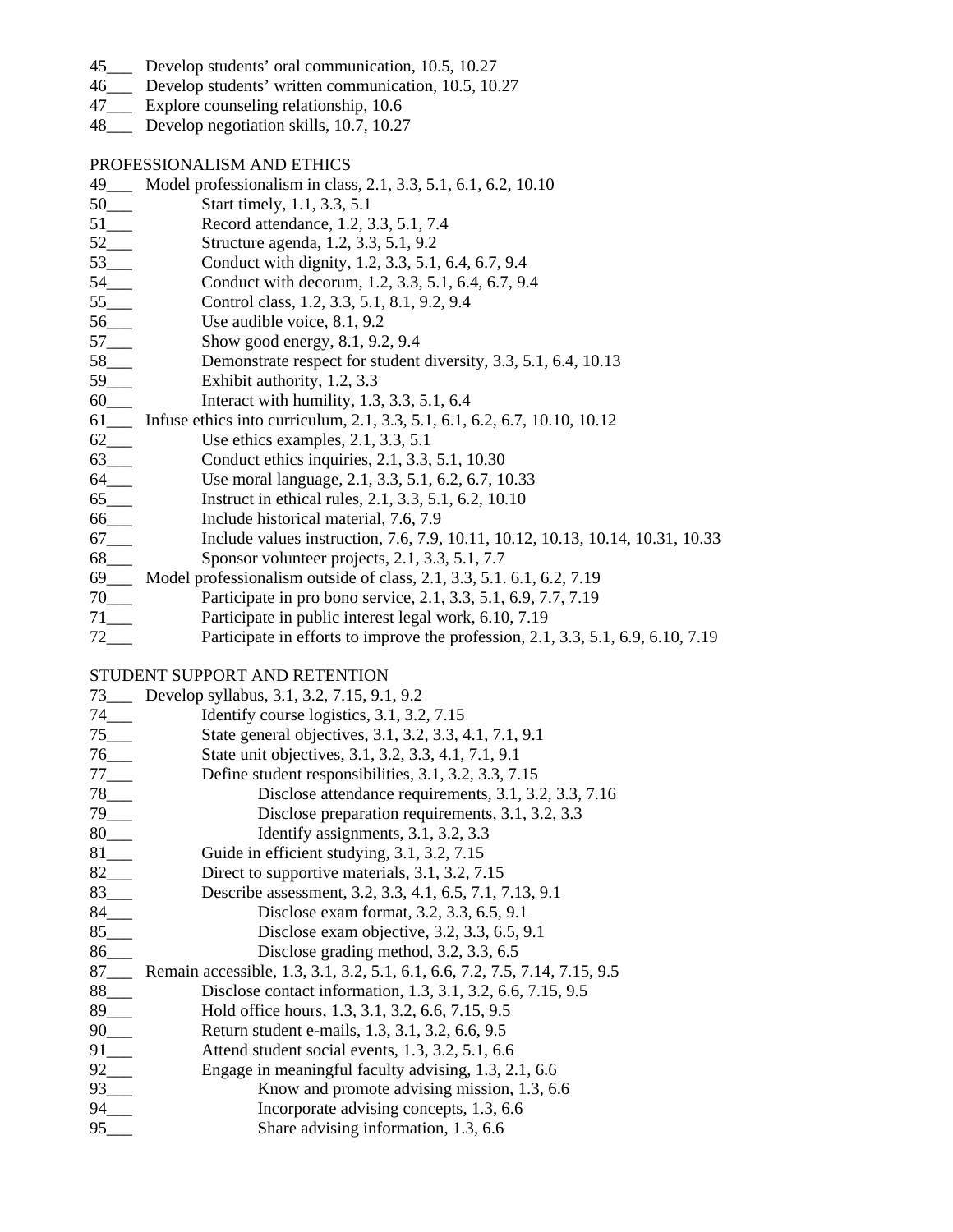45___ Develop students' oral communication, 10.5, 10.27
46___ Develop students' written communication, 10.5, 10.27
47___ Explore counseling relationship, 10.6
48___ Develop negotiation skills, 10.7, 10.27

PROFESSIONALISM AND ETHICS

49___ Model professionalism in class, 2.1, 3.3, 5.1, 6.1, 6.2, 10.10
50___ Start timely, 1.1, 3.3, 5.1
51___ Record attendance, 1.2, 3.3, 5.1, 7.4
52___ Structure agenda, 1.2, 3.3, 5.1, 9.2
53___ Conduct with dignity, 1.2, 3.3, 5.1, 6.4, 6.7, 9.4
54___ Conduct with decorum, 1.2, 3.3, 5.1, 6.4, 6.7, 9.4
55___ Control class, 1.2, 3.3, 5.1, 8.1, 9.2, 9.4
56___ Use audible voice, 8.1, 9.2
57___ Show good energy, 8.1, 9.2, 9.4
58___ Demonstrate respect for student diversity, 3.3, 5.1, 6.4, 10.13
59___ Exhibit authority, 1.2, 3.3
60___ Interact with humility, 1.3, 3.3, 5.1, 6.4
61___ Infuse ethics into curriculum, 2.1, 3.3, 5.1, 6.1, 6.2, 6.7, 10.10, 10.12
62___ Use ethics examples, 2.1, 3.3, 5.1
63___ Conduct ethics inquiries, 2.1, 3.3, 5.1, 10.30
64___ Use moral language, 2.1, 3.3, 5.1, 6.2, 6.7, 10.33
65___ Instruct in ethical rules, 2.1, 3.3, 5.1, 6.2, 10.10
66___ Include historical material, 7.6, 7.9
67___ Include values instruction, 7.6, 7.9, 10.11, 10.12, 10.13, 10.14, 10.31, 10.33
68___ Sponsor volunteer projects, 2.1, 3.3, 5.1, 7.7
69___ Model professionalism outside of class, 2.1, 3.3, 5.1. 6.1, 6.2, 7.19
70___ Participate in pro bono service, 2.1, 3.3, 5.1, 6.9, 7.7, 7.19
71___ Participate in public interest legal work, 6.10, 7.19
72___ Participate in efforts to improve the profession, 2.1, 3.3, 5.1, 6.9, 6.10, 7.19

STUDENT SUPPORT AND RETENTION

73___ Develop syllabus, 3.1, 3.2, 7.15, 9.1, 9.2
74___ Identify course logistics, 3.1, 3.2, 7.15
75___ State general objectives, 3.1, 3.2, 3.3, 4.1, 7.1, 9.1
76___ State unit objectives, 3.1, 3.2, 3.3, 4.1, 7.1, 9.1
77___ Define student responsibilities, 3.1, 3.2, 3.3, 7.15
78___ Disclose attendance requirements, 3.1, 3.2, 3.3, 7.16
79___ Disclose preparation requirements, 3.1, 3.2, 3.3
80___ Identify assignments, 3.1, 3.2, 3.3
81___ Guide in efficient studying, 3.1, 3.2, 7.15
82___ Direct to supportive materials, 3.1, 3.2, 7.15
83___ Describe assessment, 3.2, 3.3, 4.1, 6.5, 7.1, 7.13, 9.1
84___ Disclose exam format, 3.2, 3.3, 6.5, 9.1
85___ Disclose exam objective, 3.2, 3.3, 6.5, 9.1
86___ Disclose grading method, 3.2, 3.3, 6.5
87___ Remain accessible, 1.3, 3.1, 3.2, 5.1, 6.1, 6.6, 7.2, 7.5, 7.14, 7.15, 9.5
88___ Disclose contact information, 1.3, 3.1, 3.2, 6.6, 7.15, 9.5
89___ Hold office hours, 1.3, 3.1, 3.2, 6.6, 7.15, 9.5
90___ Return student e-mails, 1.3, 3.1, 3.2, 6.6, 9.5
91___ Attend student social events, 1.3, 3.2, 5.1, 6.6
92___ Engage in meaningful faculty advising, 1.3, 2.1, 6.6
93___ Know and promote advising mission, 1.3, 6.6
94___ Incorporate advising concepts, 1.3, 6.6
95___ Share advising information, 1.3, 6.6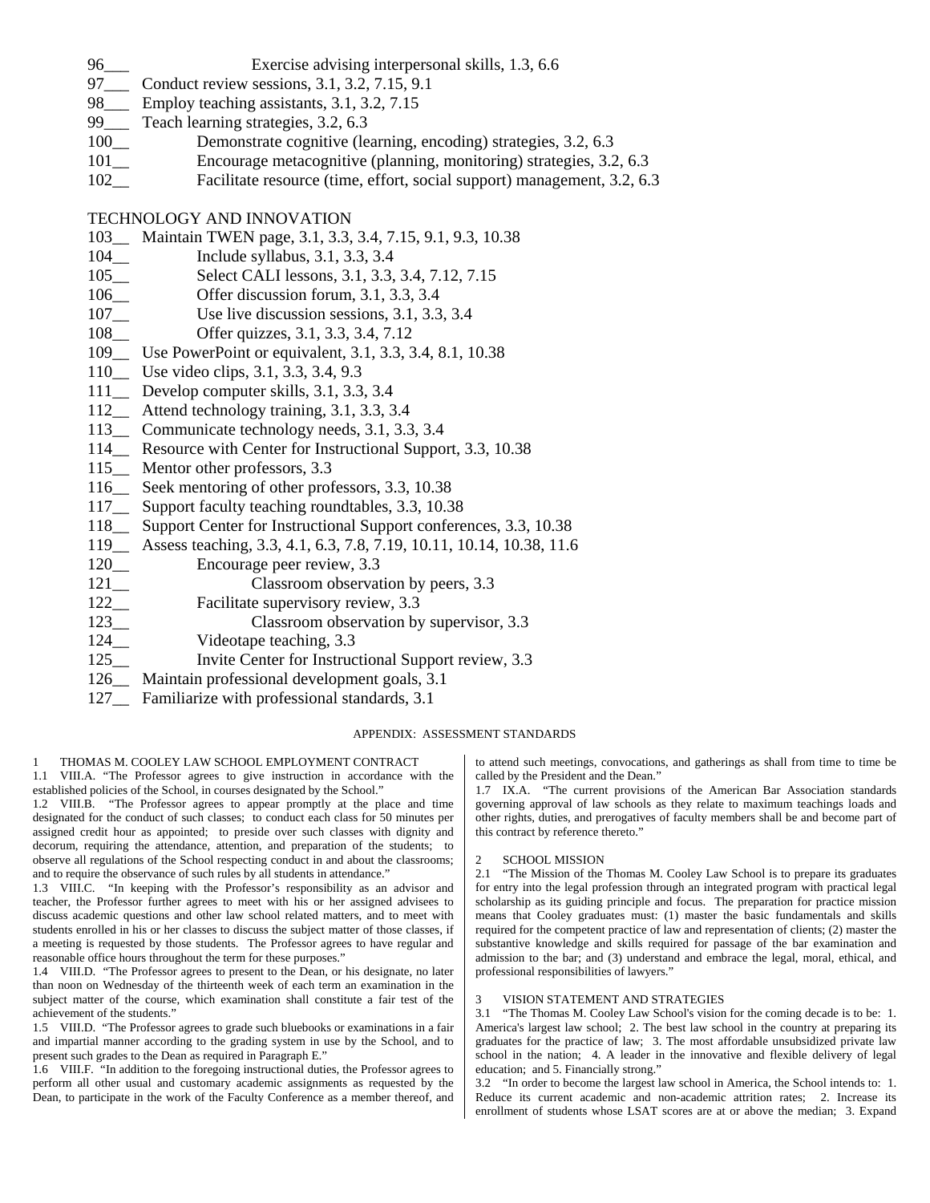96___ Exercise advising interpersonal skills, 1.3, 6.6
97___ Conduct review sessions, 3.1, 3.2, 7.15, 9.1
98___ Employ teaching assistants, 3.1, 3.2, 7.15
99___ Teach learning strategies, 3.2, 6.3
100__ Demonstrate cognitive (learning, encoding) strategies, 3.2, 6.3
101__ Encourage metacognitive (planning, monitoring) strategies, 3.2, 6.3
102__ Facilitate resource (time, effort, social support) management, 3.2, 6.3

TECHNOLOGY AND INNOVATION

103__ Maintain TWEN page, 3.1, 3.3, 3.4, 7.15, 9.1, 9.3, 10.38
104__ Include syllabus, 3.1, 3.3, 3.4
105__ Select CALI lessons, 3.1, 3.3, 3.4, 7.12, 7.15
106__ Offer discussion forum, 3.1, 3.3, 3.4
107__ Use live discussion sessions, 3.1, 3.3, 3.4
108__ Offer quizzes, 3.1, 3.3, 3.4, 7.12
109__ Use PowerPoint or equivalent, 3.1, 3.3, 3.4, 8.1, 10.38
110__ Use video clips, 3.1, 3.3, 3.4, 9.3
111__ Develop computer skills, 3.1, 3.3, 3.4
112__ Attend technology training, 3.1, 3.3, 3.4
113__ Communicate technology needs, 3.1, 3.3, 3.4
114__ Resource with Center for Instructional Support, 3.3, 10.38
115__ Mentor other professors, 3.3
116__ Seek mentoring of other professors, 3.3, 10.38
117__ Support faculty teaching roundtables, 3.3, 10.38
118__ Support Center for Instructional Support conferences, 3.3, 10.38
119__ Assess teaching, 3.3, 4.1, 6.3, 7.8, 7.19, 10.11, 10.14, 10.38, 11.6
120__ Encourage peer review, 3.3
121__ Classroom observation by peers, 3.3
122__ Facilitate supervisory review, 3.3
123__ Classroom observation by supervisor, 3.3
124__ Videotape teaching, 3.3
125__ Invite Center for Instructional Support review, 3.3
126__ Maintain professional development goals, 3.1
127__ Familiarize with professional standards, 3.1

## APPENDIX: ASSESSMENT STANDARDS

1 THOMAS M. COOLEY LAW SCHOOL EMPLOYMENT CONTRACT

1.1 VIII.A. "The Professor agrees to give instruction in accordance with the established policies of the School, in courses designated by the School."

1.2 VIII.B. "The Professor agrees to appear promptly at the place and time designated for the conduct of such classes; to conduct each class for 50 minutes per assigned credit hour as appointed; to preside over such classes with dignity and decorum, requiring the attendance, attention, and preparation of the students; to observe all regulations of the School respecting conduct in and about the classrooms; and to require the observance of such rules by all students in attendance."

1.3 VIII.C. "In keeping with the Professor's responsibility as an advisor and teacher, the Professor further agrees to meet with his or her assigned advisees to discuss academic questions and other law school related matters, and to meet with students enrolled in his or her classes to discuss the subject matter of those classes, if a meeting is requested by those students. The Professor agrees to have regular and reasonable office hours throughout the term for these purposes."

1.4 VIII.D. "The Professor agrees to present to the Dean, or his designate, no later than noon on Wednesday of the thirteenth week of each term an examination in the subject matter of the course, which examination shall constitute a fair test of the achievement of the students."

1.5 VIII.D. "The Professor agrees to grade such bluebooks or examinations in a fair and impartial manner according to the grading system in use by the School, and to present such grades to the Dean as required in Paragraph E."

1.6 VIII.F. "In addition to the foregoing instructional duties, the Professor agrees to perform all other usual and customary academic assignments as requested by the Dean, to participate in the work of the Faculty Conference as a member thereof, and to attend such meetings, convocations, and gatherings as shall from time to time be called by the President and the Dean."

1.7 IX.A. "The current provisions of the American Bar Association standards governing approval of law schools as they relate to maximum teachings loads and other rights, duties, and prerogatives of faculty members shall be and become part of this contract by reference thereto."

2 SCHOOL MISSION

2.1 "The Mission of the Thomas M. Cooley Law School is to prepare its graduates for entry into the legal profession through an integrated program with practical legal scholarship as its guiding principle and focus. The preparation for practice mission means that Cooley graduates must: (1) master the basic fundamentals and skills required for the competent practice of law and representation of clients; (2) master the substantive knowledge and skills required for passage of the bar examination and admission to the bar; and (3) understand and embrace the legal, moral, ethical, and professional responsibilities of lawyers."

3 VISION STATEMENT AND STRATEGIES

3.1 "The Thomas M. Cooley Law School's vision for the coming decade is to be: 1. America's largest law school; 2. The best law school in the country at preparing its graduates for the practice of law; 3. The most affordable unsubsidized private law school in the nation; 4. A leader in the innovative and flexible delivery of legal education; and 5. Financially strong."

3.2 "In order to become the largest law school in America, the School intends to: 1. Reduce its current academic and non-academic attrition rates; 2. Increase its enrollment of students whose LSAT scores are at or above the median; 3. Expand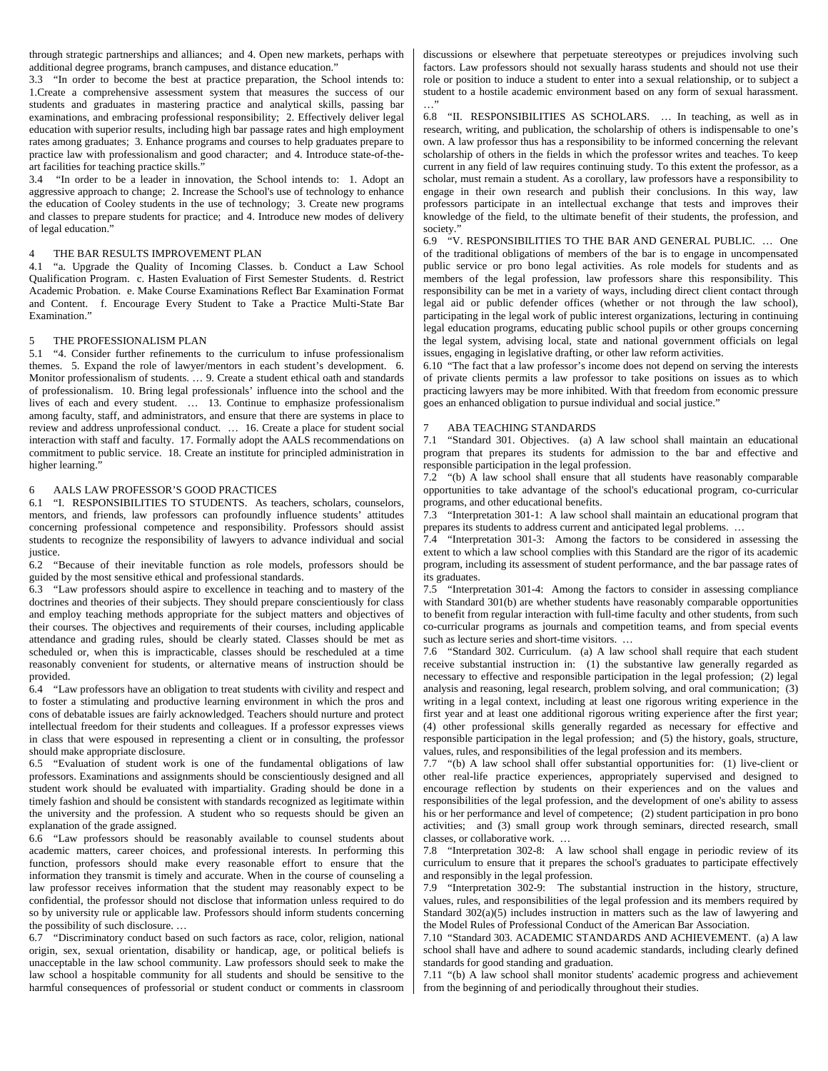through strategic partnerships and alliances; and 4. Open new markets, perhaps with additional degree programs, branch campuses, and distance education."

3.3 "In order to become the best at practice preparation, the School intends to: 1.Create a comprehensive assessment system that measures the success of our students and graduates in mastering practice and analytical skills, passing bar examinations, and embracing professional responsibility; 2. Effectively deliver legal education with superior results, including high bar passage rates and high employment rates among graduates; 3. Enhance programs and courses to help graduates prepare to practice law with professionalism and good character; and 4. Introduce state-of-the-art facilities for teaching practice skills."

3.4 "In order to be a leader in innovation, the School intends to: 1. Adopt an aggressive approach to change; 2. Increase the School's use of technology to enhance the education of Cooley students in the use of technology; 3. Create new programs and classes to prepare students for practice; and 4. Introduce new modes of delivery of legal education."

## 4 THE BAR RESULTS IMPROVEMENT PLAN

4.1 "a. Upgrade the Quality of Incoming Classes. b. Conduct a Law School Qualification Program. c. Hasten Evaluation of First Semester Students. d. Restrict Academic Probation. e. Make Course Examinations Reflect Bar Examination Format and Content. f. Encourage Every Student to Take a Practice Multi-State Bar Examination."

## 5 THE PROFESSIONALISM PLAN

5.1 "4. Consider further refinements to the curriculum to infuse professionalism themes. 5. Expand the role of lawyer/mentors in each student's development. 6. Monitor professionalism of students. … 9. Create a student ethical oath and standards of professionalism. 10. Bring legal professionals' influence into the school and the lives of each and every student. … 13. Continue to emphasize professionalism among faculty, staff, and administrators, and ensure that there are systems in place to review and address unprofessional conduct. … 16. Create a place for student social interaction with staff and faculty. 17. Formally adopt the AALS recommendations on commitment to public service. 18. Create an institute for principled administration in higher learning."

## 6 AALS LAW PROFESSOR'S GOOD PRACTICES

6.1 "I. RESPONSIBILITIES TO STUDENTS. As teachers, scholars, counselors, mentors, and friends, law professors can profoundly influence students' attitudes concerning professional competence and responsibility. Professors should assist students to recognize the responsibility of lawyers to advance individual and social justice.

6.2 "Because of their inevitable function as role models, professors should be guided by the most sensitive ethical and professional standards.

6.3 "Law professors should aspire to excellence in teaching and to mastery of the doctrines and theories of their subjects. They should prepare conscientiously for class and employ teaching methods appropriate for the subject matters and objectives of their courses. The objectives and requirements of their courses, including applicable attendance and grading rules, should be clearly stated. Classes should be met as scheduled or, when this is impracticable, classes should be rescheduled at a time reasonably convenient for students, or alternative means of instruction should be provided.

6.4 "Law professors have an obligation to treat students with civility and respect and to foster a stimulating and productive learning environment in which the pros and cons of debatable issues are fairly acknowledged. Teachers should nurture and protect intellectual freedom for their students and colleagues. If a professor expresses views in class that were espoused in representing a client or in consulting, the professor should make appropriate disclosure.

6.5 "Evaluation of student work is one of the fundamental obligations of law professors. Examinations and assignments should be conscientiously designed and all student work should be evaluated with impartiality. Grading should be done in a timely fashion and should be consistent with standards recognized as legitimate within the university and the profession. A student who so requests should be given an explanation of the grade assigned.

6.6 "Law professors should be reasonably available to counsel students about academic matters, career choices, and professional interests. In performing this function, professors should make every reasonable effort to ensure that the information they transmit is timely and accurate. When in the course of counseling a law professor receives information that the student may reasonably expect to be confidential, the professor should not disclose that information unless required to do so by university rule or applicable law. Professors should inform students concerning the possibility of such disclosure. …

6.7 "Discriminatory conduct based on such factors as race, color, religion, national origin, sex, sexual orientation, disability or handicap, age, or political beliefs is unacceptable in the law school community. Law professors should seek to make the law school a hospitable community for all students and should be sensitive to the harmful consequences of professorial or student conduct or comments in classroom discussions or elsewhere that perpetuate stereotypes or prejudices involving such factors. Law professors should not sexually harass students and should not use their role or position to induce a student to enter into a sexual relationship, or to subject a student to a hostile academic environment based on any form of sexual harassment. …"

6.8 "II. RESPONSIBILITIES AS SCHOLARS. … In teaching, as well as in research, writing, and publication, the scholarship of others is indispensable to one's own. A law professor thus has a responsibility to be informed concerning the relevant scholarship of others in the fields in which the professor writes and teaches. To keep current in any field of law requires continuing study. To this extent the professor, as a scholar, must remain a student. As a corollary, law professors have a responsibility to engage in their own research and publish their conclusions. In this way, law professors participate in an intellectual exchange that tests and improves their knowledge of the field, to the ultimate benefit of their students, the profession, and society."

6.9 "V. RESPONSIBILITIES TO THE BAR AND GENERAL PUBLIC. … One of the traditional obligations of members of the bar is to engage in uncompensated public service or pro bono legal activities. As role models for students and as members of the legal profession, law professors share this responsibility. This responsibility can be met in a variety of ways, including direct client contact through legal aid or public defender offices (whether or not through the law school), participating in the legal work of public interest organizations, lecturing in continuing legal education programs, educating public school pupils or other groups concerning the legal system, advising local, state and national government officials on legal issues, engaging in legislative drafting, or other law reform activities.

6.10 "The fact that a law professor's income does not depend on serving the interests of private clients permits a law professor to take positions on issues as to which practicing lawyers may be more inhibited. With that freedom from economic pressure goes an enhanced obligation to pursue individual and social justice."

## 7 ABA TEACHING STANDARDS

7.1 "Standard 301. Objectives. (a) A law school shall maintain an educational program that prepares its students for admission to the bar and effective and responsible participation in the legal profession.

7.2 "(b) A law school shall ensure that all students have reasonably comparable opportunities to take advantage of the school's educational program, co-curricular programs, and other educational benefits.

7.3 "Interpretation 301-1: A law school shall maintain an educational program that prepares its students to address current and anticipated legal problems. …

7.4 "Interpretation 301-3: Among the factors to be considered in assessing the extent to which a law school complies with this Standard are the rigor of its academic program, including its assessment of student performance, and the bar passage rates of its graduates.

7.5 "Interpretation 301-4: Among the factors to consider in assessing compliance with Standard 301(b) are whether students have reasonably comparable opportunities to benefit from regular interaction with full-time faculty and other students, from such co-curricular programs as journals and competition teams, and from special events such as lecture series and short-time visitors. …

7.6 "Standard 302. Curriculum. (a) A law school shall require that each student receive substantial instruction in: (1) the substantive law generally regarded as necessary to effective and responsible participation in the legal profession; (2) legal analysis and reasoning, legal research, problem solving, and oral communication; (3) writing in a legal context, including at least one rigorous writing experience in the first year and at least one additional rigorous writing experience after the first year; (4) other professional skills generally regarded as necessary for effective and responsible participation in the legal profession; and (5) the history, goals, structure, values, rules, and responsibilities of the legal profession and its members.

7.7 "(b) A law school shall offer substantial opportunities for: (1) live-client or other real-life practice experiences, appropriately supervised and designed to encourage reflection by students on their experiences and on the values and responsibilities of the legal profession, and the development of one's ability to assess his or her performance and level of competence; (2) student participation in pro bono activities; and (3) small group work through seminars, directed research, small classes, or collaborative work. …

7.8 "Interpretation 302-8: A law school shall engage in periodic review of its curriculum to ensure that it prepares the school's graduates to participate effectively and responsibly in the legal profession.

7.9 "Interpretation 302-9: The substantial instruction in the history, structure, values, rules, and responsibilities of the legal profession and its members required by Standard 302(a)(5) includes instruction in matters such as the law of lawyering and the Model Rules of Professional Conduct of the American Bar Association.

7.10 "Standard 303. ACADEMIC STANDARDS AND ACHIEVEMENT. (a) A law school shall have and adhere to sound academic standards, including clearly defined standards for good standing and graduation.

7.11 "(b) A law school shall monitor students' academic progress and achievement from the beginning of and periodically throughout their studies.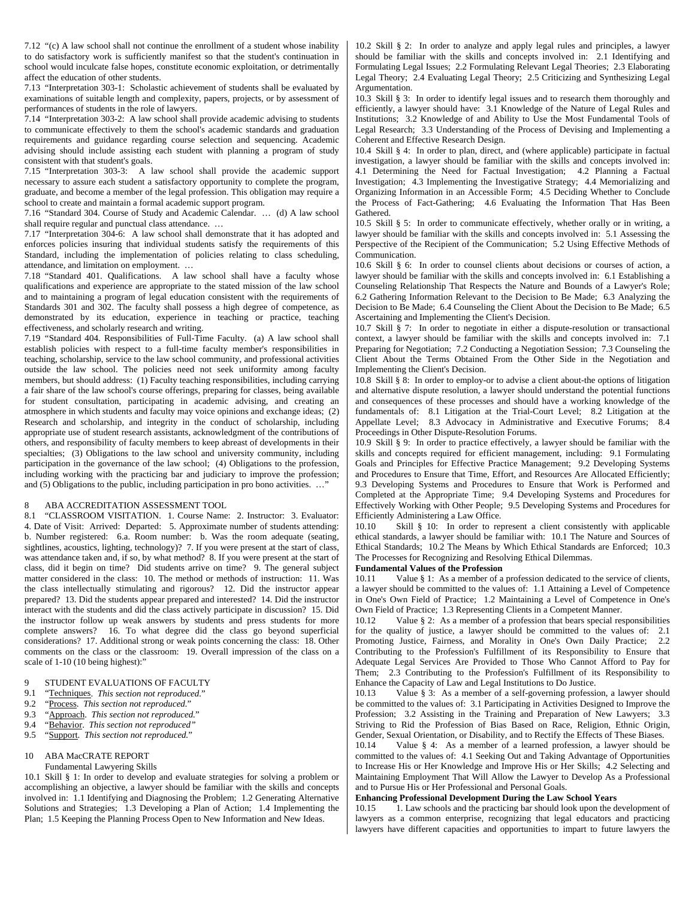7.12 "(c) A law school shall not continue the enrollment of a student whose inability to do satisfactory work is sufficiently manifest so that the student's continuation in school would inculcate false hopes, constitute economic exploitation, or detrimentally affect the education of other students.

7.13 "Interpretation 303-1: Scholastic achievement of students shall be evaluated by examinations of suitable length and complexity, papers, projects, or by assessment of performances of students in the role of lawyers.

7.14 "Interpretation 303-2: A law school shall provide academic advising to students to communicate effectively to them the school's academic standards and graduation requirements and guidance regarding course selection and sequencing. Academic advising should include assisting each student with planning a program of study consistent with that student's goals.

7.15 "Interpretation 303-3: A law school shall provide the academic support necessary to assure each student a satisfactory opportunity to complete the program, graduate, and become a member of the legal profession. This obligation may require a school to create and maintain a formal academic support program.

7.16 "Standard 304. Course of Study and Academic Calendar. … (d) A law school shall require regular and punctual class attendance. …

7.17 "Interpretation 304-6: A law school shall demonstrate that it has adopted and enforces policies insuring that individual students satisfy the requirements of this Standard, including the implementation of policies relating to class scheduling, attendance, and limitation on employment. …

7.18 "Standard 401. Qualifications. A law school shall have a faculty whose qualifications and experience are appropriate to the stated mission of the law school and to maintaining a program of legal education consistent with the requirements of Standards 301 and 302. The faculty shall possess a high degree of competence, as demonstrated by its education, experience in teaching or practice, teaching effectiveness, and scholarly research and writing.

7.19 "Standard 404. Responsibilities of Full-Time Faculty. (a) A law school shall establish policies with respect to a full-time faculty member's responsibilities in teaching, scholarship, service to the law school community, and professional activities outside the law school. The policies need not seek uniformity among faculty members, but should address: (1) Faculty teaching responsibilities, including carrying a fair share of the law school's course offerings, preparing for classes, being available for student consultation, participating in academic advising, and creating an atmosphere in which students and faculty may voice opinions and exchange ideas; (2) Research and scholarship, and integrity in the conduct of scholarship, including appropriate use of student research assistants, acknowledgment of the contributions of others, and responsibility of faculty members to keep abreast of developments in their specialties; (3) Obligations to the law school and university community, including participation in the governance of the law school; (4) Obligations to the profession, including working with the practicing bar and judiciary to improve the profession; and (5) Obligations to the public, including participation in pro bono activities. …"

## 8 ABA ACCREDITATION ASSESSMENT TOOL

8.1 "CLASSROOM VISITATION. 1. Course Name: 2. Instructor: 3. Evaluator: 4. Date of Visit: Arrived: Departed: 5. Approximate number of students attending: b. Number registered: 6.a. Room number: b. Was the room adequate (seating, sightlines, acoustics, lighting, technology)? 7. If you were present at the start of class, was attendance taken and, if so, by what method? 8. If you were present at the start of class, did it begin on time? Did students arrive on time? 9. The general subject matter considered in the class: 10. The method or methods of instruction: 11. Was the class intellectually stimulating and rigorous? 12. Did the instructor appear prepared? 13. Did the students appear prepared and interested? 14. Did the instructor interact with the students and did the class actively participate in discussion? 15. Did the instructor follow up weak answers by students and press students for more complete answers? 16. To what degree did the class go beyond superficial considerations? 17. Additional strong or weak points concerning the class: 18. Other comments on the class or the classroom: 19. Overall impression of the class on a scale of 1-10 (10 being highest):"

## 9 STUDENT EVALUATIONS OF FACULTY

9.1 "Techniques. *This section not reproduced.*"
9.2 "Process. *This section not reproduced.*"
9.3 "Approach. *This section not reproduced.*"
9.4 "Behavior. *This section not reproduced."*
9.5 "Support. *This section not reproduced.*"

## 10 ABA MacCRATE REPORT

Fundamental Lawyering Skills

10.1 Skill § 1: In order to develop and evaluate strategies for solving a problem or accomplishing an objective, a lawyer should be familiar with the skills and concepts involved in: 1.1 Identifying and Diagnosing the Problem; 1.2 Generating Alternative Solutions and Strategies; 1.3 Developing a Plan of Action; 1.4 Implementing the Plan; 1.5 Keeping the Planning Process Open to New Information and New Ideas.

10.2 Skill § 2: In order to analyze and apply legal rules and principles, a lawyer should be familiar with the skills and concepts involved in: 2.1 Identifying and Formulating Legal Issues; 2.2 Formulating Relevant Legal Theories; 2.3 Elaborating Legal Theory; 2.4 Evaluating Legal Theory; 2.5 Criticizing and Synthesizing Legal Argumentation.

10.3 Skill § 3: In order to identify legal issues and to research them thoroughly and efficiently, a lawyer should have: 3.1 Knowledge of the Nature of Legal Rules and Institutions; 3.2 Knowledge of and Ability to Use the Most Fundamental Tools of Legal Research; 3.3 Understanding of the Process of Devising and Implementing a Coherent and Effective Research Design.

10.4 Skill § 4: In order to plan, direct, and (where applicable) participate in factual investigation, a lawyer should be familiar with the skills and concepts involved in: 4.1 Determining the Need for Factual Investigation; 4.2 Planning a Factual Investigation; 4.3 Implementing the Investigative Strategy; 4.4 Memorializing and Organizing Information in an Accessible Form; 4.5 Deciding Whether to Conclude the Process of Fact-Gathering; 4.6 Evaluating the Information That Has Been Gathered.

10.5 Skill § 5: In order to communicate effectively, whether orally or in writing, a lawyer should be familiar with the skills and concepts involved in: 5.1 Assessing the Perspective of the Recipient of the Communication; 5.2 Using Effective Methods of Communication.

10.6 Skill § 6: In order to counsel clients about decisions or courses of action, a lawyer should be familiar with the skills and concepts involved in: 6.1 Establishing a Counseling Relationship That Respects the Nature and Bounds of a Lawyer's Role; 6.2 Gathering Information Relevant to the Decision to Be Made; 6.3 Analyzing the Decision to Be Made; 6.4 Counseling the Client About the Decision to Be Made; 6.5 Ascertaining and Implementing the Client's Decision.

10.7 Skill § 7: In order to negotiate in either a dispute-resolution or transactional context, a lawyer should be familiar with the skills and concepts involved in: 7.1 Preparing for Negotiation; 7.2 Conducting a Negotiation Session; 7.3 Counseling the Client About the Terms Obtained From the Other Side in the Negotiation and Implementing the Client's Decision.

10.8 Skill § 8: In order to employ-or to advise a client about-the options of litigation and alternative dispute resolution, a lawyer should understand the potential functions and consequences of these processes and should have a working knowledge of the fundamentals of: 8.1 Litigation at the Trial-Court Level; 8.2 Litigation at the Appellate Level; 8.3 Advocacy in Administrative and Executive Forums; 8.4 Proceedings in Other Dispute-Resolution Forums.

10.9 Skill § 9: In order to practice effectively, a lawyer should be familiar with the skills and concepts required for efficient management, including: 9.1 Formulating Goals and Principles for Effective Practice Management; 9.2 Developing Systems and Procedures to Ensure that Time, Effort, and Resources Are Allocated Efficiently; 9.3 Developing Systems and Procedures to Ensure that Work is Performed and Completed at the Appropriate Time; 9.4 Developing Systems and Procedures for Effectively Working with Other People; 9.5 Developing Systems and Procedures for Efficiently Administering a Law Office.

10.10 Skill § 10: In order to represent a client consistently with applicable ethical standards, a lawyer should be familiar with: 10.1 The Nature and Sources of Ethical Standards; 10.2 The Means by Which Ethical Standards are Enforced; 10.3 The Processes for Recognizing and Resolving Ethical Dilemmas.

**Fundamental Values of the Profession**

10.11 Value § 1: As a member of a profession dedicated to the service of clients, a lawyer should be committed to the values of: 1.1 Attaining a Level of Competence in One's Own Field of Practice; 1.2 Maintaining a Level of Competence in One's Own Field of Practice; 1.3 Representing Clients in a Competent Manner.

10.12 Value § 2: As a member of a profession that bears special responsibilities for the quality of justice, a lawyer should be committed to the values of: 2.1 Promoting Justice, Fairness, and Morality in One's Own Daily Practice; 2.2 Contributing to the Profession's Fulfillment of its Responsibility to Ensure that Adequate Legal Services Are Provided to Those Who Cannot Afford to Pay for Them; 2.3 Contributing to the Profession's Fulfillment of its Responsibility to Enhance the Capacity of Law and Legal Institutions to Do Justice.

10.13 Value § 3: As a member of a self-governing profession, a lawyer should be committed to the values of: 3.1 Participating in Activities Designed to Improve the Profession; 3.2 Assisting in the Training and Preparation of New Lawyers; 3.3 Striving to Rid the Profession of Bias Based on Race, Religion, Ethnic Origin, Gender, Sexual Orientation, or Disability, and to Rectify the Effects of These Biases.

10.14 Value § 4: As a member of a learned profession, a lawyer should be committed to the values of: 4.1 Seeking Out and Taking Advantage of Opportunities to Increase His or Her Knowledge and Improve His or Her Skills; 4.2 Selecting and Maintaining Employment That Will Allow the Lawyer to Develop As a Professional and to Pursue His or Her Professional and Personal Goals.

**Enhancing Professional Development During the Law School Years**

10.15 1. Law schools and the practicing bar should look upon the development of lawyers as a common enterprise, recognizing that legal educators and practicing lawyers have different capacities and opportunities to impart to future lawyers the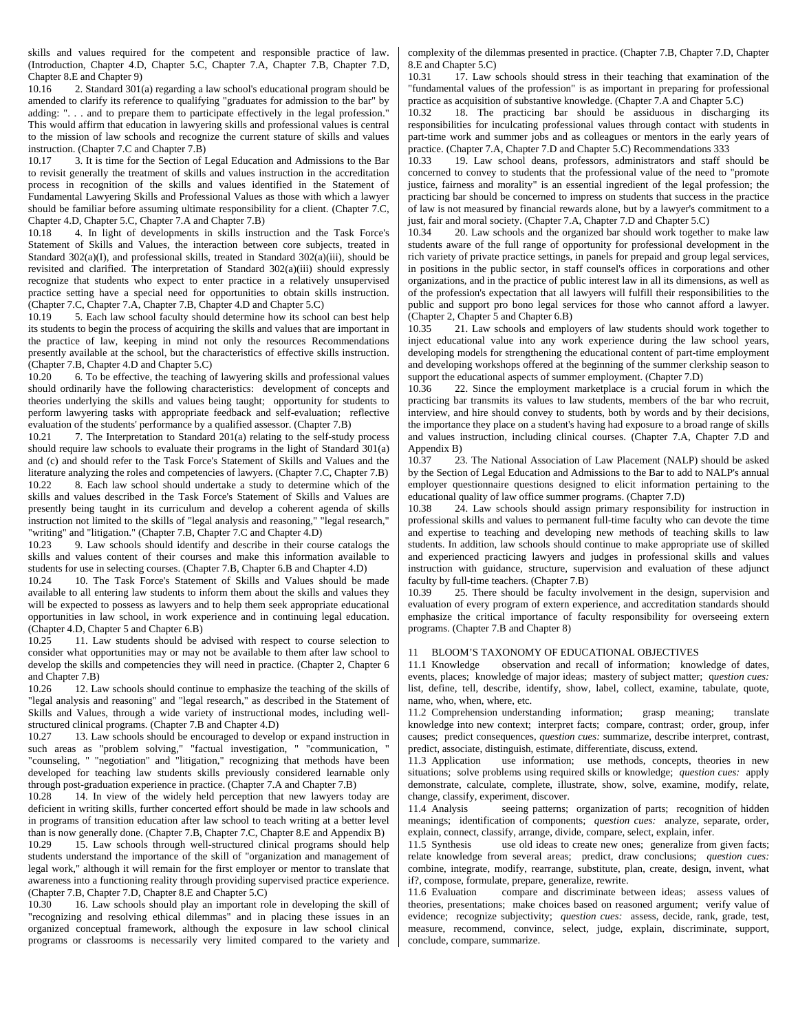skills and values required for the competent and responsible practice of law. (Introduction, Chapter 4.D, Chapter 5.C, Chapter 7.A, Chapter 7.B, Chapter 7.D, Chapter 8.E and Chapter 9)

10.16 2. Standard 301(a) regarding a law school's educational program should be amended to clarify its reference to qualifying "graduates for admission to the bar" by adding: ". . . and to prepare them to participate effectively in the legal profession." This would affirm that education in lawyering skills and professional values is central to the mission of law schools and recognize the current stature of skills and values instruction. (Chapter 7.C and Chapter 7.B)

10.17 3. It is time for the Section of Legal Education and Admissions to the Bar to revisit generally the treatment of skills and values instruction in the accreditation process in recognition of the skills and values identified in the Statement of Fundamental Lawyering Skills and Professional Values as those with which a lawyer should be familiar before assuming ultimate responsibility for a client. (Chapter 7.C, Chapter 4.D, Chapter 5.C, Chapter 7.A and Chapter 7.B)

10.18 4. In light of developments in skills instruction and the Task Force's Statement of Skills and Values, the interaction between core subjects, treated in Standard 302(a)(I), and professional skills, treated in Standard 302(a)(iii), should be revisited and clarified. The interpretation of Standard 302(a)(iii) should expressly recognize that students who expect to enter practice in a relatively unsupervised practice setting have a special need for opportunities to obtain skills instruction. (Chapter 7.C, Chapter 7.A, Chapter 7.B, Chapter 4.D and Chapter 5.C)

10.19 5. Each law school faculty should determine how its school can best help its students to begin the process of acquiring the skills and values that are important in the practice of law, keeping in mind not only the resources Recommendations presently available at the school, but the characteristics of effective skills instruction. (Chapter 7.B, Chapter 4.D and Chapter 5.C)

10.20 6. To be effective, the teaching of lawyering skills and professional values should ordinarily have the following characteristics: development of concepts and theories underlying the skills and values being taught; opportunity for students to perform lawyering tasks with appropriate feedback and self-evaluation; reflective evaluation of the students' performance by a qualified assessor. (Chapter 7.B)

10.21 7. The Interpretation to Standard 201(a) relating to the self-study process should require law schools to evaluate their programs in the light of Standard 301(a) and (c) and should refer to the Task Force's Statement of Skills and Values and the literature analyzing the roles and competencies of lawyers. (Chapter 7.C, Chapter 7.B)

10.22 8. Each law school should undertake a study to determine which of the skills and values described in the Task Force's Statement of Skills and Values are presently being taught in its curriculum and develop a coherent agenda of skills instruction not limited to the skills of "legal analysis and reasoning," "legal research," "writing" and "litigation." (Chapter 7.B, Chapter 7.C and Chapter 4.D)

10.23 9. Law schools should identify and describe in their course catalogs the skills and values content of their courses and make this information available to students for use in selecting courses. (Chapter 7.B, Chapter 6.B and Chapter 4.D)

10.24 10. The Task Force's Statement of Skills and Values should be made available to all entering law students to inform them about the skills and values they will be expected to possess as lawyers and to help them seek appropriate educational opportunities in law school, in work experience and in continuing legal education. (Chapter 4.D, Chapter 5 and Chapter 6.B)

10.25 11. Law students should be advised with respect to course selection to consider what opportunities may or may not be available to them after law school to develop the skills and competencies they will need in practice. (Chapter 2, Chapter 6 and Chapter 7.B)

10.26 12. Law schools should continue to emphasize the teaching of the skills of "legal analysis and reasoning" and "legal research," as described in the Statement of Skills and Values, through a wide variety of instructional modes, including well-structured clinical programs. (Chapter 7.B and Chapter 4.D)

10.27 13. Law schools should be encouraged to develop or expand instruction in such areas as "problem solving," "factual investigation, " "communication, " "counseling, " "negotiation" and "litigation," recognizing that methods have been developed for teaching law students skills previously considered learnable only through post-graduation experience in practice. (Chapter 7.A and Chapter 7.B)

10.28 14. In view of the widely held perception that new lawyers today are deficient in writing skills, further concerted effort should be made in law schools and in programs of transition education after law school to teach writing at a better level than is now generally done. (Chapter 7.B, Chapter 7.C, Chapter 8.E and Appendix B)

10.29 15. Law schools through well-structured clinical programs should help students understand the importance of the skill of "organization and management of legal work," although it will remain for the first employer or mentor to translate that awareness into a functioning reality through providing supervised practice experience. (Chapter 7.B, Chapter 7.D, Chapter 8.E and Chapter 5.C)

10.30 16. Law schools should play an important role in developing the skill of "recognizing and resolving ethical dilemmas" and in placing these issues in an organized conceptual framework, although the exposure in law school clinical programs or classrooms is necessarily very limited compared to the variety and complexity of the dilemmas presented in practice. (Chapter 7.B, Chapter 7.D, Chapter 8.E and Chapter 5.C)

10.31 17. Law schools should stress in their teaching that examination of the "fundamental values of the profession" is as important in preparing for professional practice as acquisition of substantive knowledge. (Chapter 7.A and Chapter 5.C)

10.32 18. The practicing bar should be assiduous in discharging its responsibilities for inculcating professional values through contact with students in part-time work and summer jobs and as colleagues or mentors in the early years of practice. (Chapter 7.A, Chapter 7.D and Chapter 5.C) Recommendations 333

10.33 19. Law school deans, professors, administrators and staff should be concerned to convey to students that the professional value of the need to "promote justice, fairness and morality" is an essential ingredient of the legal profession; the practicing bar should be concerned to impress on students that success in the practice of law is not measured by financial rewards alone, but by a lawyer's commitment to a just, fair and moral society. (Chapter 7.A, Chapter 7.D and Chapter 5.C)

10.34 20. Law schools and the organized bar should work together to make law students aware of the full range of opportunity for professional development in the rich variety of private practice settings, in panels for prepaid and group legal services, in positions in the public sector, in staff counsel's offices in corporations and other organizations, and in the practice of public interest law in all its dimensions, as well as of the profession's expectation that all lawyers will fulfill their responsibilities to the public and support pro bono legal services for those who cannot afford a lawyer. (Chapter 2, Chapter 5 and Chapter 6.B)

10.35 21. Law schools and employers of law students should work together to inject educational value into any work experience during the law school years, developing models for strengthening the educational content of part-time employment and developing workshops offered at the beginning of the summer clerkship season to support the educational aspects of summer employment. (Chapter 7.D)

10.36 22. Since the employment marketplace is a crucial forum in which the practicing bar transmits its values to law students, members of the bar who recruit, interview, and hire should convey to students, both by words and by their decisions, the importance they place on a student's having had exposure to a broad range of skills and values instruction, including clinical courses. (Chapter 7.A, Chapter 7.D and Appendix B)

10.37 23. The National Association of Law Placement (NALP) should be asked by the Section of Legal Education and Admissions to the Bar to add to NALP's annual employer questionnaire questions designed to elicit information pertaining to the educational quality of law office summer programs. (Chapter 7.D)

10.38 24. Law schools should assign primary responsibility for instruction in professional skills and values to permanent full-time faculty who can devote the time and expertise to teaching and developing new methods of teaching skills to law students. In addition, law schools should continue to make appropriate use of skilled and experienced practicing lawyers and judges in professional skills and values instruction with guidance, structure, supervision and evaluation of these adjunct faculty by full-time teachers. (Chapter 7.B)

10.39 25. There should be faculty involvement in the design, supervision and evaluation of every program of extern experience, and accreditation standards should emphasize the critical importance of faculty responsibility for overseeing extern programs. (Chapter 7.B and Chapter 8)

## 11 BLOOM'S TAXONOMY OF EDUCATIONAL OBJECTIVES

11.1 Knowledge observation and recall of information; knowledge of dates, events, places; knowledge of major ideas; mastery of subject matter; *question cues:* list, define, tell, describe, identify, show, label, collect, examine, tabulate, quote, name, who, when, where, etc.

11.2 Comprehension understanding information; grasp meaning; translate knowledge into new context; interpret facts; compare, contrast; order, group, infer causes; predict consequences, *question cues:* summarize, describe interpret, contrast, predict, associate, distinguish, estimate, differentiate, discuss, extend.

11.3 Application use information; use methods, concepts, theories in new situations; solve problems using required skills or knowledge; *question cues:* apply demonstrate, calculate, complete, illustrate, show, solve, examine, modify, relate, change, classify, experiment, discover.

11.4 Analysis seeing patterns; organization of parts; recognition of hidden meanings; identification of components; *question cues:* analyze, separate, order, explain, connect, classify, arrange, divide, compare, select, explain, infer.

11.5 Synthesis use old ideas to create new ones; generalize from given facts; relate knowledge from several areas; predict, draw conclusions; *question cues:* combine, integrate, modify, rearrange, substitute, plan, create, design, invent, what if?, compose, formulate, prepare, generalize, rewrite.

11.6 Evaluation compare and discriminate between ideas; assess values of theories, presentations; make choices based on reasoned argument; verify value of evidence; recognize subjectivity; *question cues:* assess, decide, rank, grade, test, measure, recommend, convince, select, judge, explain, discriminate, support, conclude, compare, summarize.